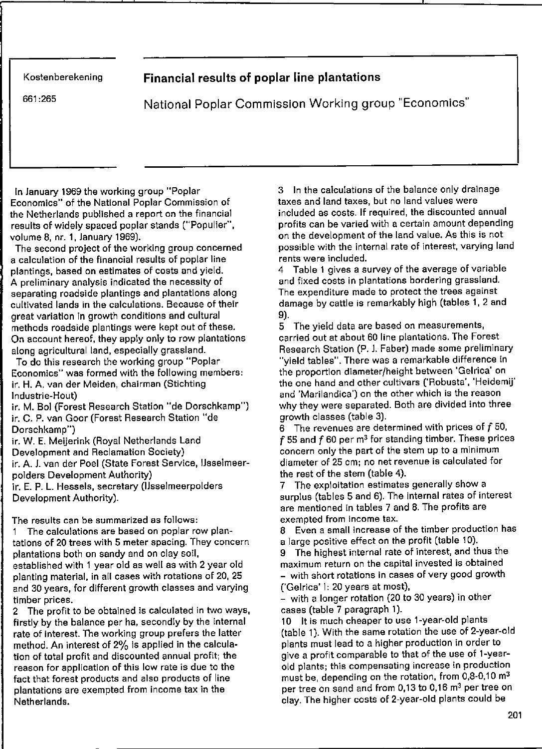Kostenberekening

661:265

# Financial results of poplar line plantations

## National Poplar Commission Working group "Economics"

In January 1969 the working group "Poplar Economics" of the National Poplar Commission of the Netherlands published a report on the financial results of widely spaced poplar stands ("Populier", volume 8, nr. 1, January 1969).

The second project of the working group concerned a calculation of the financial results of poplar line plantings, based on estimates of costs and yield. A preliminary analysis indicated the necessity of separating roadside plantings and plantations along cultivated lands in the calculations. Because of their great variation in growth conditions and cultural methods roadside plantings were kept out of these. On account hereof, they apply only to row plantations along agricultural land, especially grassland.

To do this research the working group "Poplar Economics" was formed with the following members:
ir. H. A. van der Meiden, chairman (Stichting Industrie-Hout)
ir. M. Bol (Forest Research Station "de Dorschkamp")
ir. C. P. van Goor (Forest Research Station "de Dorschkamp")
ir. W. E. Meijerink (Royal Netherlands Land Development and Reclamation Society)
ir. A. J. van der Poel (State Forest Service, IJsselmeerpolders Development Authority)
ir. E. P. L. Hessels, secretary (IJsselmeerpolders Development Authority).

The results can be summarized as follows:

1 The calculations are based on poplar row plantations of 20 trees with 5 meter spacing. They concern plantations both on sandy and on clay soil, established with 1 year old as well as with 2 year old planting material, in all cases with rotations of 20, 25 and 30 years, for different growth classes and varying timber prices.

2 The profit to be obtained is calculated in two ways, firstly by the balance per ha, secondly by the internal rate of interest. The working group prefers the latter method. An interest of 2% is applied in the calculation of total profit and discounted annual profit; the reason for application of this low rate is due to the fact that forest products and also products of line plantations are exempted from income tax in the Netherlands.

3 In the calculations of the balance only drainage taxes and land taxes, but no land values were included as costs. If required, the discounted annual profits can be varied with a certain amount depending on the development of the land value. As this is not possible with the internal rate of interest, varying land rents were included.

4 Table 1 gives a survey of the average of variable and fixed costs in plantations bordering grassland. The expenditure made to protect the trees against damage by cattle is remarkably high (tables 1, 2 and 9).

5 The yield data are based on measurements, carried out at about 60 line plantations. The Forest Research Station (P. J. Faber) made some preliminary "yield tables". There was a remarkable difference in the proportion diameter/height between 'Gelrica' on the one hand and other cultivars ('Robusta', 'Heidemij' and 'Marilandica') on the other which is the reason why they were separated. Both are divided into three growth classes (table 3).

6 The revenues are determined with prices of *f* 50, *f* 55 and *f* 60 per m$^3$ for standing timber. These prices concern only the part of the stem up to a minimum diameter of 25 cm; no net revenue is calculated for the rest of the stem (table 4).

7 The exploitation estimates generally show a surplus (tables 5 and 6). The internal rates of interest are mentioned in tables 7 and 8. The profits are exempted from income tax.

8 Even a small increase of the timber production has a large positive effect on the profit (table 10).

9 The highest internal rate of interest, and thus the maximum return on the capital invested is obtained
- with short rotations in cases of very good growth ('Gelrica' I: 20 years at most),
- with a longer rotation (20 to 30 years) in other cases (table 7 paragraph 1).

10 It is much cheaper to use 1-year-old plants (table 1). With the same rotation the use of 2-year-old plants must lead to a higher production in order to give a profit comparable to that of the use of 1-year-old plants; this compensating increase in production must be, depending on the rotation, from 0,8-0,10 m$^3$ per tree on sand and from 0,13 to 0,16 m$^3$ per tree on clay. The higher costs of 2-year-old plants could be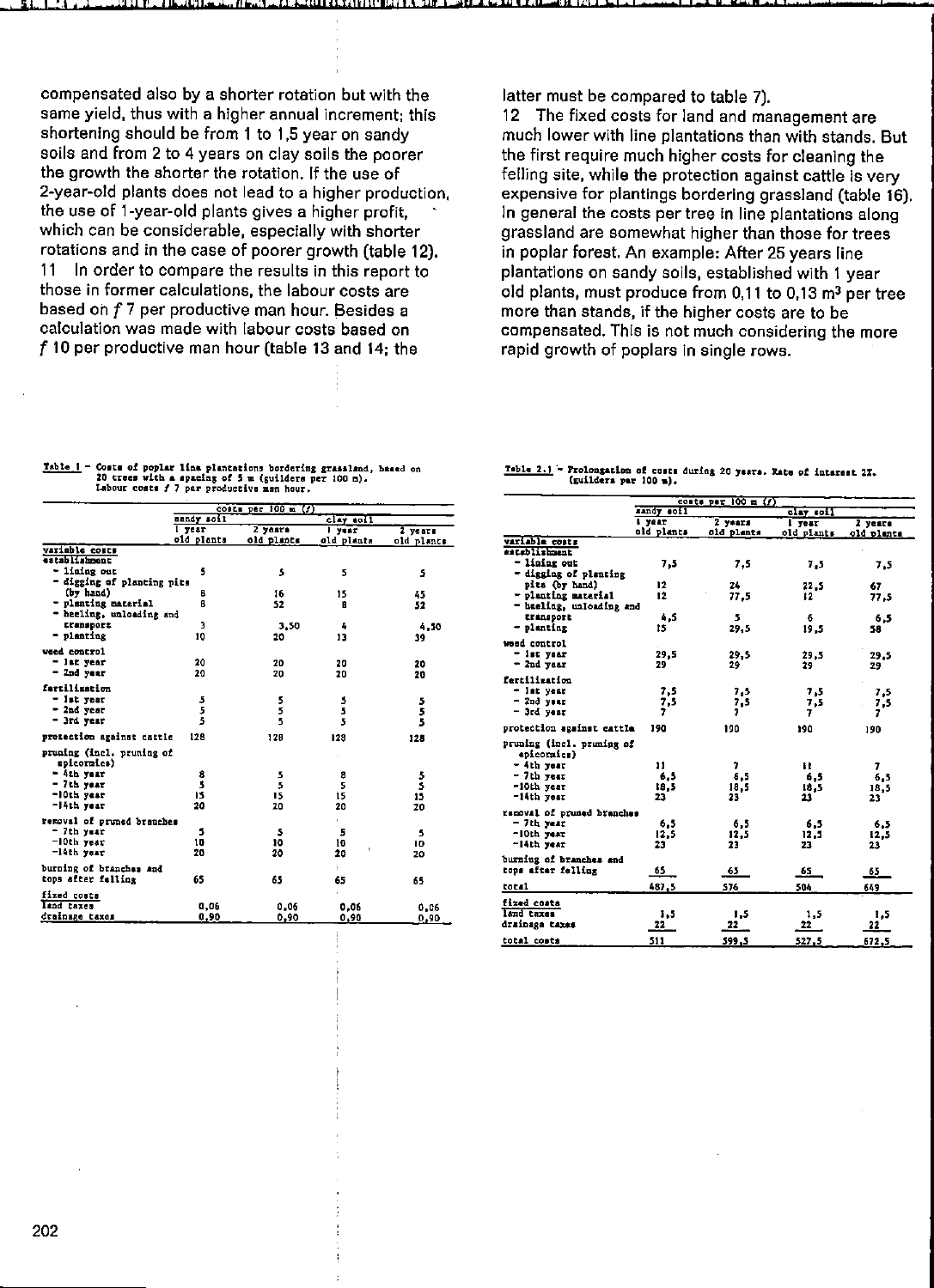compensated also by a shorter rotation but with the same yield, thus with a higher annual increment; this shortening should be from 1 to 1,5 year on sandy soils and from 2 to 4 years on clay soils the poorer the growth the shorter the rotation. If the use of 2-year-old plants does not lead to a higher production, the use of 1-year-old plants gives a higher profit, which can be considerable, especially with shorter rotations and in the case of poorer growth (table 12).

11 In order to compare the results in this report to those in former calculations, the labour costs are based on *f* 7 per productive man hour. Besides a calculation was made with labour costs based on *f* 10 per productive man hour (table 13 and 14; the latter must be compared to table 7).

12 The fixed costs for land and management are much lower with line plantations than with stands. But the first require much higher costs for cleaning the felling site, while the protection against cattle is very expensive for plantings bordering grassland (table 16). In general the costs per tree in line plantations along grassland are somewhat higher than those for trees in poplar forest. An example: After 25 years line plantations on sandy soils, established with 1 year old plants, must produce from 0,11 to 0,13 m³ per tree more than stands, if the higher costs are to be compensated. This is not much considering the more rapid growth of poplars in single rows.

Table 1 – Costs of poplar line plantations bordering grassland, based on 20 trees with a spacing of 5 m (guilders per 100 m). Labour costs *f* 7 per productive man hour.

| | costs per 100 m (*f*) | | | |
|---|---|---|---|---|
| | sandy soil | | clay soil | |
| | 1 year old plants | 2 years old plants | 1 year old plants | 2 years old plants |
| **variable costs** | | | | |
| establishment | | | | |
| – lining out | 5 | 5 | 5 | 5 |
| – digging of planting pits (by hand) | 8 | 16 | 15 | 45 |
| – planting material | 8 | 52 | 8 | 52 |
| – heeling, unloading and transport | 3 | 3,50 | 4 | 4,50 |
| – planting | 10 | 20 | 13 | 39 |
| weed control | | | | |
| – 1st year | 20 | 20 | 20 | 20 |
| – 2nd year | 20 | 20 | 20 | 20 |
| fertilization | | | | |
| – 1st year | 5 | 5 | 5 | 5 |
| – 2nd year | 5 | 5 | 5 | 5 |
| – 3rd year | 5 | 5 | 5 | 5 |
| protection against cattle | 128 | 128 | 128 | 128 |
| pruning (incl. pruning of epicormics) | | | | |
| – 4th year | 8 | 5 | 8 | 5 |
| – 7th year | 5 | 5 | 5 | 5 |
| –10th year | 15 | 15 | 15 | 15 |
| –14th year | 20 | 20 | 20 | 20 |
| removal of pruned branches | | | | |
| – 7th year | 5 | 5 | 5 | 5 |
| –10th year | 10 | 10 | 10 | 10 |
| –14th year | 20 | 20 | 20 | 20 |
| burning of branches and tops after felling | 65 | 65 | 65 | 65 |
| **fixed costs** | | | | |
| land taxes | 0,06 | 0,06 | 0,06 | 0,06 |
| drainage taxes | 0,90 | 0,90 | 0,90 | 0,90 |

Table 2.1 – Prolongation of costs during 20 years. Rate of interest 2%. (guilders per 100 m).

| | costs per 100 m (*f*) | | | |
|---|---|---|---|---|
| | sandy soil | | clay soil | |
| | 1 year old plants | 2 years old plants | 1 year old plants | 2 years old plants |
| **variable costs** | | | | |
| establishment | | | | |
| – lining out | 7,5 | 7,5 | 7,5 | 7,5 |
| – digging of planting pits (by hand) | 12 | 24 | 22,5 | 67 |
| – planting material | 12 | 77,5 | 12 | 77,5 |
| – heeling, unloading and transport | 4,5 | 5 | 6 | 6,5 |
| – planting | 15 | 29,5 | 19,5 | 58 |
| weed control | | | | |
| – 1st year | 29,5 | 29,5 | 29,5 | 29,5 |
| – 2nd year | 29 | 29 | 29 | 29 |
| fertilization | | | | |
| – 1st year | 7,5 | 7,5 | 7,5 | 7,5 |
| – 2nd year | 7,5 | 7,5 | 7,5 | 7,5 |
| – 3rd year | 7 | 7 | 7 | 7 |
| protection against cattle | 190 | 190 | 190 | 190 |
| pruning (incl. pruning of epicormics) | | | | |
| – 4th year | 11 | 7 | 11 | 7 |
| – 7th year | 6,5 | 6,5 | 6,5 | 6,5 |
| –10th year | 18,5 | 18,5 | 18,5 | 18,5 |
| –14th year | 23 | 23 | 23 | 23 |
| removal of pruned branches | | | | |
| – 7th year | 6,5 | 6,5 | 6,5 | 6,5 |
| –10th year | 12,5 | 12,5 | 12,5 | 12,5 |
| –14th year | 23 | 23 | 23 | 23 |
| burning of branches and tops after felling | 65 | 65 | 65 | 65 |
| total | 487,5 | 576 | 504 | 649 |
| **fixed costs** | | | | |
| land taxes | 1,5 | 1,5 | 1,5 | 1,5 |
| drainage taxes | 22 | 22 | 22 | 22 |
| total costs | 511 | 599,5 | 527,5 | 672,5 |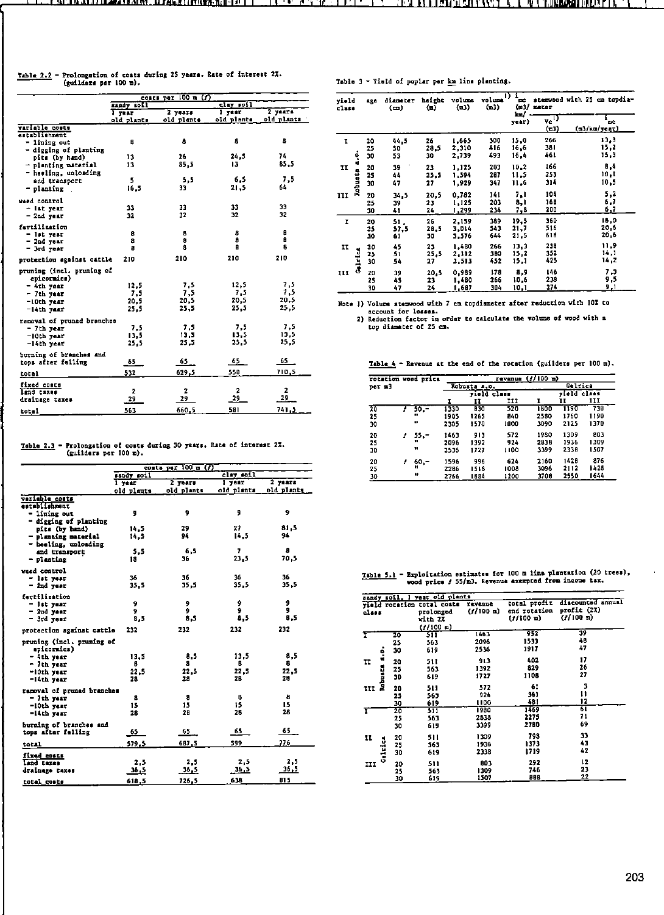Table 2.2 - Prolongation of costs during 25 years. Rate of interest 2%. (guilders per 100 m).

| | costs per 100 m (ƒ) | | | |
|---|---|---|---|---|
| | sandy soil | | clay soil | |
| | 1 year old plants | 2 years old plants | 1 year old plants | 2 years old plants |
| **variable costs** | | | | |
| establishment | | | | |
| - lining out | 8 | 8 | 8 | 8 |
| - digging of planting pits (by hand) | 13 | 26 | 24,5 | 74 |
| - planting material | 13 | 85,5 | 13 | 85,5 |
| - heeling, unloading and transport | 5 | 5,5 | 6,5 | 7,5 |
| - planting | 16,5 | 33 | 21,5 | 64 |
| weed control | | | | |
| - 1st year | 33 | 33 | 33 | 33 |
| - 2nd year | 32 | 32 | 32 | 32 |
| fertilization | | | | |
| - 1st year | 8 | 8 | 8 | 8 |
| - 2nd year | 8 | 8 | 8 | 8 |
| - 3rd year | 8 | 8 | 8 | 8 |
| protection against cattle | 210 | 210 | 210 | 210 |
| pruning (incl. pruning of epicormics) | | | | |
| - 4th year | 12,5 | 7,5 | 12,5 | 7,5 |
| - 7th year | 7,5 | 7,5 | 7,5 | 7,5 |
| -10th year | 20,5 | 20,5 | 20,5 | 20,5 |
| -14th year | 25,5 | 25,5 | 25,5 | 25,5 |
| removal of pruned branches | | | | |
| - 7th year | 7,5 | 7,5 | 7,5 | 7,5 |
| -10th year | 13,5 | 13,5 | 13,5 | 13,5 |
| -14th year | 25,5 | 25,5 | 25,5 | 25,5 |
| burning of branches and tops after felling | 65 | 65 | 65 | 65 |
| total | 532 | 629,5 | 550 | 710,5 |
| **fixed costs** | | | | |
| land taxes | 2 | 2 | 2 | 2 |
| drainage taxes | 29 | 29 | 29 | 29 |
| total | 563 | 660,5 | 581 | 741,5 |

Table 2.3 - Prolongation of costs during 30 years. Rate of interest 2%. (guilders per 100 m).

| | costs per 100 m (ƒ) | | | |
|---|---|---|---|---|
| | sandy soil | | clay soil | |
| | 1 year old plants | 2 years old plants | 1 year old plants | 2 years old plants |
| **variable costs** | | | | |
| establishment | | | | |
| - lining out | 9 | 9 | 9 | 9 |
| - digging of planting pits (by hand) | 14,5 | 29 | 27 | 81,5 |
| - planting material | 14,5 | 94 | 14,5 | 94 |
| - heeling, unloading and transport | 5,5 | 6,5 | 7 | 8 |
| - planting | 18 | 36 | 23,5 | 70,5 |
| weed control | | | | |
| - 1st year | 36 | 36 | 36 | 36 |
| - 2nd year | 35,5 | 35,5 | 35,5 | 35,5 |
| fertilization | | | | |
| - 1st year | 9 | 9 | 9 | 9 |
| - 2nd year | 9 | 9 | 9 | 9 |
| - 3rd year | 8,5 | 8,5 | 8,5 | 8,5 |
| protection against cattle | 232 | 232 | 232 | 232 |
| pruning (incl. pruning of epicormics) | | | | |
| - 4th year | 13,5 | 8,5 | 13,5 | 8,5 |
| - 7th year | 8 | 8 | 8 | 8 |
| -10th year | 22,5 | 22,5 | 22,5 | 22,5 |
| -14th year | 28 | 28 | 28 | 28 |
| removal of pruned branches | | | | |
| - 7th year | 8 | 8 | 8 | 8 |
| -10th year | 15 | 15 | 15 | 15 |
| -14th year | 28 | 28 | 28 | 28 |
| burning of branches and tops after felling | 65 | 65 | 65 | 65 |
| total | 579,5 | 687,5 | 599 | 776 |
| **fixed costs** | | | | |
| land taxes | 2,5 | 2,5 | 2,5 | 2,5 |
| drainage taxes | 36,5 | 36,5 | 36,5 | 36,5 |
| total costs | 618,5 | 726,5 | 638 | 815 |

Table 3 - Yield of poplar per km line planting.

| yield class | | age | diameter (cm) | height (m) | volume (m3) | volume[1] (m3) | $i_{mc}$ (m3/km/year) | stemwood with 25 cm topdiameter $V_c$[2] (m3) | $i_{mc}$ (m3/km/year) |
|---|---|---|---|---|---|---|---|---|---|
| I | Robusta s.o. | 20 | 44,5 | 26 | 1,665 | 300 | 15,0 | 266 | 13,3 |
| | | 25 | 50 | 28,5 | 2,310 | 416 | 16,6 | 381 | 15,2 |
| | | 30 | 53 | 30 | 2,739 | 493 | 16,4 | 461 | 15,3 |
| II | | 20 | 39 | 23 | 1,125 | 203 | 10,2 | 166 | 8,4 |
| | | 25 | 44 | 25,5 | 1,594 | 287 | 11,5 | 253 | 10,1 |
| | | 30 | 47 | 27 | 1,929 | 347 | 11,6 | 314 | 10,5 |
| III | | 20 | 34,5 | 20,5 | 0,782 | 141 | 7,1 | 104 | 5,2 |
| | | 25 | 39 | 23 | 1,125 | 203 | 8,1 | 168 | 6,7 |
| | | 30 | 41 | 24 | 1,299 | 234 | 7,8 | 200 | 6,7 |
| I | Gelrica | 20 | 51 | 26 | 2,159 | 389 | 19,5 | 360 | 18,0 |
| | | 25 | 57,5 | 28,5 | 3,014 | 543 | 21,7 | 516 | 20,6 |
| | | 30 | 61 | 30 | 3,576 | 644 | 21,5 | 618 | 20,6 |
| II | | 20 | 45 | 23 | 1,480 | 266 | 13,3 | 238 | 11,9 |
| | | 25 | 51 | 25,5 | 2,112 | 380 | 15,2 | 352 | 14,1 |
| | | 30 | 54 | 27 | 2,513 | 452 | 15,1 | 425 | 14,2 |
| III | | 20 | 39 | 20,5 | 0,989 | 178 | 8,9 | 146 | 7,3 |
| | | 25 | 45 | 23 | 1,480 | 266 | 10,6 | 238 | 9,5 |
| | | 30 | 47 | 24 | 1,687 | 304 | 10,1 | 274 | 9,1 |

Note 1) Volume stemwood with 7 cm topdiameter after reduction with 10% to account for losses.
2) Reduction factor in order to calculate the volume of wood with a top diameter of 25 cm.

Table 4 - Revenue at the end of the rotation (guilders per 100 m).

| rotation | wood price per m3 | revenue (ƒ/100 m) | | | | | |
|---|---|---|---|---|---|---|---|
| | | Robusta s.o. | | | Gelrica | | |
| | | yield class | | | yield class | | |
| | | I | II | III | I | II | III |
| 20 | ƒ 50,- | 1330 | 830 | 520 | 1800 | 1190 | 730 |
| 25 | " | 1905 | 1265 | 840 | 2580 | 1760 | 1190 |
| 30 | " | 2305 | 1570 | 1000 | 3090 | 2125 | 1370 |
| 20 | ƒ 55,- | 1463 | 913 | 572 | 1980 | 1309 | 803 |
| 25 | " | 2096 | 1392 | 924 | 2838 | 1936 | 1309 |
| 30 | " | 2536 | 1727 | 1100 | 3399 | 2338 | 1507 |
| 20 | ƒ 60,- | 1596 | 996 | 624 | 2160 | 1428 | 876 |
| 25 | " | 2286 | 1518 | 1008 | 3096 | 2112 | 1428 |
| 30 | " | 2766 | 1884 | 1200 | 3708 | 2550 | 1644 |

Table 5.1 - Exploitation estimates for 100 m line plantation (20 trees), wood price ƒ 55/m3. Revenue exempted from income tax.

| sandy soil, 1 year old plants | | | | | | |
|---|---|---|---|---|---|---|
| yield class | | rotation | total costs prolonged with 2% (ƒ/100 m) | revenue (ƒ/100 m) | total profit end rotation (ƒ/100 m) | discounted annual profit (2%) (ƒ/100 m) |
| I | Robusta s.o. | 20 | 511 | 1463 | 952 | 39 |
| | | 25 | 563 | 2096 | 1533 | 48 |
| | | 30 | 619 | 2536 | 1917 | 47 |
| II | | 20 | 511 | 913 | 402 | 17 |
| | | 25 | 563 | 1392 | 829 | 26 |
| | | 30 | 619 | 1727 | 1108 | 27 |
| III | | 20 | 511 | 572 | 61 | 3 |
| | | 25 | 563 | 924 | 361 | 11 |
| | | 30 | 619 | 1100 | 481 | 12 |
| I | Gelrica | 20 | 511 | 1980 | 1469 | 61 |
| | | 25 | 563 | 2838 | 2275 | 71 |
| | | 30 | 619 | 3399 | 2780 | 69 |
| II | | 20 | 511 | 1309 | 798 | 33 |
| | | 25 | 563 | 1936 | 1373 | 43 |
| | | 30 | 619 | 2338 | 1719 | 42 |
| III | | 20 | 511 | 803 | 292 | 12 |
| | | 25 | 563 | 1309 | 746 | 23 |
| | | 30 | 619 | 1507 | 888 | 22 |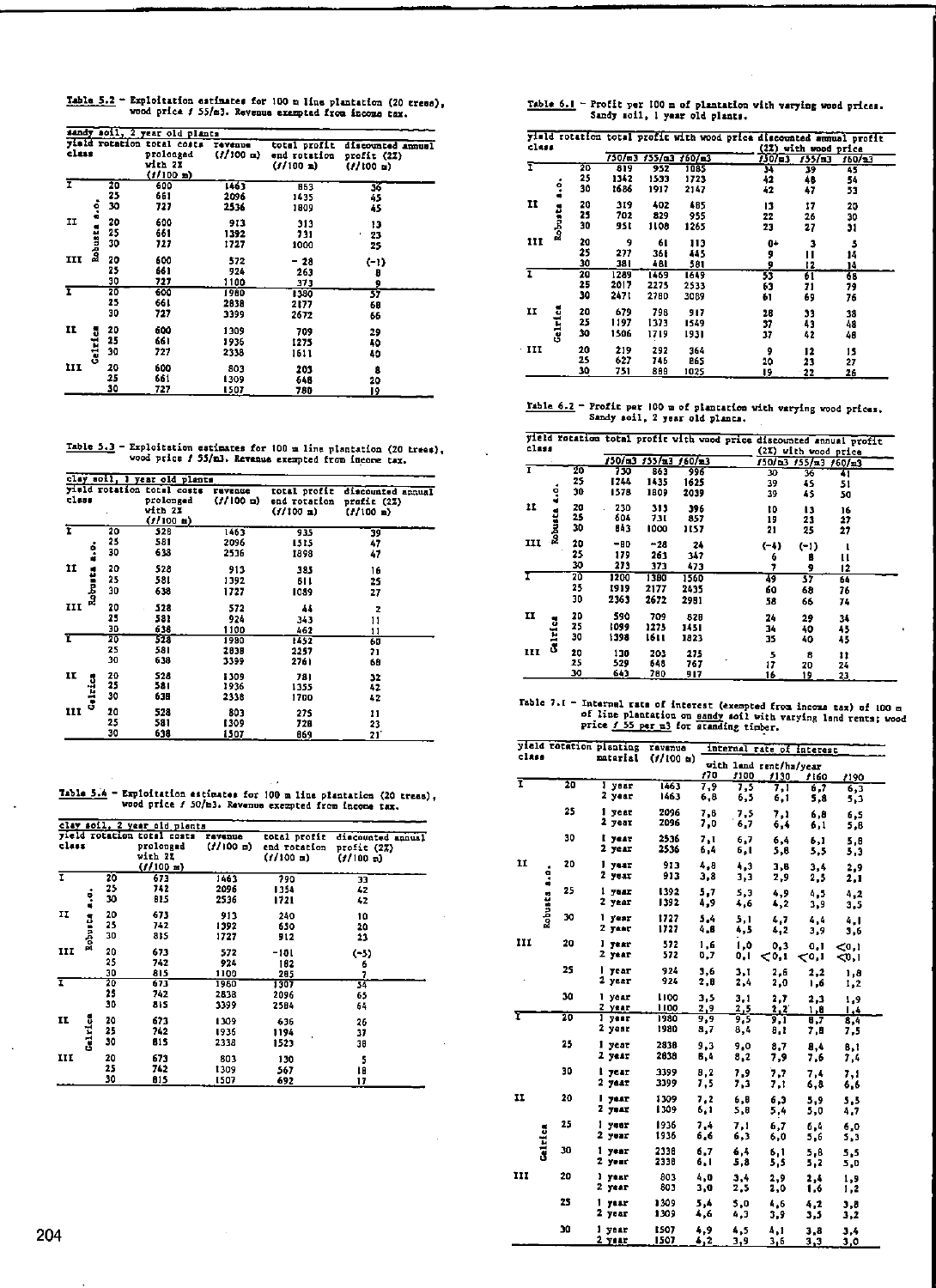Table 5.2 - Exploitation estimates for 100 m line plantation (20 trees), wood price ƒ 55/m3. Revenue exempted from income tax.

| yield class | | rotation | total costs prolonged with 2% (ƒ/100 m) | revenue (ƒ/100 m) | total profit end rotation (ƒ/100 m) | discounted annual profit (2%) (ƒ/100 m) |
|---|---|---|---|---|---|---|
| sandy soil, 2 year old plants | | | | | | |
| I | Robusta s.o. | 20 | 600 | 1463 | 863 | 36 |
| | | 25 | 661 | 2096 | 1435 | 45 |
| | | 30 | 727 | 2536 | 1809 | 45 |
| II | | 20 | 600 | 913 | 313 | 13 |
| | | 25 | 661 | 1392 | 731 | 23 |
| | | 30 | 727 | 1727 | 1000 | 25 |
| III | | 20 | 600 | 572 | − 28 | (-1) |
| | | 25 | 661 | 924 | 263 | 8 |
| | | 30 | 727 | 1100 | 373 | 9 |
| I | Gelrica | 20 | 600 | 1980 | 1380 | 57 |
| | | 25 | 661 | 2838 | 2177 | 68 |
| | | 30 | 727 | 3399 | 2672 | 66 |
| II | | 20 | 600 | 1309 | 709 | 29 |
| | | 25 | 661 | 1936 | 1275 | 40 |
| | | 30 | 727 | 2338 | 1611 | 40 |
| III | | 20 | 600 | 803 | 203 | 8 |
| | | 25 | 661 | 1309 | 648 | 20 |
| | | 30 | 727 | 1507 | 780 | 19 |

Table 5.3 - Exploitation estimates for 100 m line plantation (20 trees), wood price ƒ 55/m3. Revenue exempted from income tax.

| yield class | | rotation | total costs prolonged with 2% (ƒ/100 m) | revenue (ƒ/100 m) | total profit end rotation (ƒ/100 m) | discounted annual profit (2%) (ƒ/100 m) |
|---|---|---|---|---|---|---|
| clay soil, 1 year old plants | | | | | | |
| I | Robusta s.o. | 20 | 528 | 1463 | 935 | 39 |
| | | 25 | 581 | 2096 | 1515 | 47 |
| | | 30 | 638 | 2536 | 1898 | 47 |
| II | | 20 | 528 | 913 | 385 | 16 |
| | | 25 | 581 | 1392 | 811 | 25 |
| | | 30 | 638 | 1727 | 1089 | 27 |
| III | | 20 | 528 | 572 | 44 | 2 |
| | | 25 | 581 | 924 | 343 | 11 |
| | | 30 | 638 | 1100 | 462 | 11 |
| I | Gelrica | 20 | 528 | 1980 | 1452 | 60 |
| | | 25 | 581 | 2838 | 2257 | 71 |
| | | 30 | 638 | 3399 | 2761 | 68 |
| II | | 20 | 528 | 1309 | 781 | 32 |
| | | 25 | 581 | 1936 | 1355 | 42 |
| | | 30 | 638 | 2338 | 1700 | 42 |
| III | | 20 | 528 | 803 | 275 | 11 |
| | | 25 | 581 | 1309 | 728 | 23 |
| | | 30 | 638 | 1507 | 869 | 21 |

Table 5.4 - Exploitation estimates for 100 m line plantation (20 trees), wood price ƒ 50/m3. Revenue exempted from income tax.

| yield class | | rotation | total costs prolonged with 2% (ƒ/100 m) | revenue (ƒ/100 m) | total profit end rotation (ƒ/100 m) | discounted annual profit (2%) (ƒ/100 m) |
|---|---|---|---|---|---|---|
| clay soil, 2 year old plants | | | | | | |
| I | Robusta s.o. | 20 | 673 | 1463 | 790 | 33 |
| | | 25 | 742 | 2096 | 1354 | 42 |
| | | 30 | 815 | 2536 | 1721 | 42 |
| II | | 20 | 673 | 913 | 240 | 10 |
| | | 25 | 742 | 1392 | 650 | 20 |
| | | 30 | 815 | 1727 | 912 | 23 |
| III | | 20 | 673 | 572 | -101 | (-5) |
| | | 25 | 742 | 924 | 182 | 6 |
| | | 30 | 815 | 1100 | 285 | 7 |
| I | Gelrica | 20 | 673 | 1980 | 1307 | 54 |
| | | 25 | 742 | 2838 | 2096 | 65 |
| | | 30 | 815 | 3399 | 2584 | 64 |
| II | | 20 | 673 | 1309 | 636 | 26 |
| | | 25 | 742 | 1936 | 1194 | 37 |
| | | 30 | 815 | 2338 | 1523 | 38 |
| III | | 20 | 673 | 803 | 130 | 5 |
| | | 25 | 742 | 1309 | 567 | 18 |
| | | 30 | 815 | 1507 | 692 | 17 |

Table 6.1 - Profit per 100 m of plantation with varying wood prices. Sandy soil, 1 year old plants.

| yield class | | rotation | total profit with wood price ƒ50/m3 | ƒ55/m3 | ƒ60/m3 | discounted annual profit (2%) with wood price ƒ50/m3 | ƒ55/m3 | ƒ60/m3 |
|---|---|---|---|---|---|---|---|---|
| I | Robusta s.o. | 20 | 819 | 952 | 1085 | 34 | 39 | 45 |
| | | 25 | 1342 | 1533 | 1723 | 42 | 48 | 54 |
| | | 30 | 1686 | 1917 | 2147 | 42 | 47 | 53 |
| II | | 20 | 319 | 402 | 485 | 13 | 17 | 20 |
| | | 25 | 702 | 829 | 955 | 22 | 26 | 30 |
| | | 30 | 951 | 1108 | 1265 | 23 | 27 | 31 |
| III | | 20 | 9 | 61 | 113 | 0+ | 3 | 5 |
| | | 25 | 277 | 361 | 445 | 9 | 11 | 14 |
| | | 30 | 381 | 481 | 581 | 9 | 12 | 14 |
| I | Gelrica | 20 | 1289 | 1469 | 1649 | 53 | 61 | 68 |
| | | 25 | 2017 | 2275 | 2533 | 63 | 71 | 79 |
| | | 30 | 2471 | 2780 | 3089 | 61 | 69 | 76 |
| II | | 20 | 679 | 798 | 917 | 28 | 33 | 38 |
| | | 25 | 1197 | 1373 | 1549 | 37 | 43 | 48 |
| | | 30 | 1506 | 1719 | 1931 | 37 | 42 | 48 |
| III | | 20 | 219 | 292 | 364 | 9 | 12 | 15 |
| | | 25 | 627 | 746 | 865 | 20 | 23 | 27 |
| | | 30 | 751 | 888 | 1025 | 19 | 22 | 26 |

Table 6.2 - Profit per 100 m of plantation with varying wood prices. Sandy soil, 2 year old plants.

| yield class | | rotation | total profit with wood price ƒ50/m3 | ƒ55/m3 | ƒ60/m3 | discounted annual profit (2%) with wood price ƒ50/m3 | ƒ55/m3 | ƒ60/m3 |
|---|---|---|---|---|---|---|---|---|
| I | Robusta s.o. | 20 | 730 | 863 | 996 | 30 | 36 | 41 |
| | | 25 | 1244 | 1435 | 1625 | 39 | 45 | 51 |
| | | 30 | 1578 | 1809 | 2039 | 39 | 45 | 50 |
| II | | 20 | 230 | 313 | 396 | 10 | 13 | 16 |
| | | 25 | 604 | 731 | 857 | 19 | 23 | 27 |
| | | 30 | 843 | 1000 | 1157 | 21 | 25 | 27 |
| III | | 20 | −80 | −28 | 24 | (-4) | (-1) | 1 |
| | | 25 | 179 | 263 | 347 | 6 | 8 | 11 |
| | | 30 | 273 | 373 | 473 | 7 | 9 | 12 |
| I | Gelrica | 20 | 1200 | 1380 | 1560 | 49 | 57 | 64 |
| | | 25 | 1919 | 2177 | 2435 | 60 | 68 | 76 |
| | | 30 | 2363 | 2672 | 2981 | 58 | 66 | 74 |
| II | | 20 | 590 | 709 | 828 | 24 | 29 | 34 |
| | | 25 | 1099 | 1275 | 1451 | 34 | 40 | 45 |
| | | 30 | 1398 | 1611 | 1823 | 35 | 40 | 45 |
| III | | 20 | 130 | 203 | 275 | 5 | 8 | 11 |
| | | 25 | 529 | 648 | 767 | 17 | 20 | 24 |
| | | 30 | 643 | 780 | 917 | 16 | 19 | 23 |

Table 7.1 - Internal rate of interest (exempted from income tax) of 100 m of line plantation on sandy soil with varying land rents; wood price ƒ 55 per m3 for standing timber.

| yield class | | rotation | planting material | revenue (ƒ/100 m) | internal rate of interest with land rent/ha/year ƒ70 | ƒ100 | ƒ130 | ƒ160 | ƒ190 |
|---|---|---|---|---|---|---|---|---|---|
| I | Robusta s.o. | 20 | 1 year | 1463 | 7,9 | 7,5 | 7,1 | 6,7 | 6,3 |
| | | | 2 year | 1463 | 6,8 | 6,5 | 6,1 | 5,8 | 5,3 |
| | | 25 | 1 year | 2096 | 7,8 | 7,5 | 7,1 | 6,8 | 6,5 |
| | | | 2 year | 2096 | 7,0 | 6,7 | 6,4 | 6,1 | 5,8 |
| | | 30 | 1 year | 2536 | 7,1 | 6,7 | 6,4 | 6,1 | 5,8 |
| | | | 2 year | 2536 | 6,4 | 6,1 | 5,8 | 5,5 | 5,3 |
| II | | 20 | 1 year | 913 | 4,8 | 4,3 | 3,8 | 3,4 | 2,9 |
| | | | 2 year | 913 | 3,8 | 3,3 | 2,9 | 2,5 | 2,1 |
| | | 25 | 1 year | 1392 | 5,7 | 5,3 | 4,9 | 4,5 | 4,2 |
| | | | 2 year | 1392 | 4,9 | 4,6 | 4,2 | 3,9 | 3,5 |
| | | 30 | 1 year | 1727 | 5,4 | 5,1 | 4,7 | 4,4 | 4,1 |
| | | | 2 year | 1727 | 4,8 | 4,5 | 4,2 | 3,9 | 3,6 |
| III | | 20 | 1 year | 572 | 1,6 | 1,0 | 0,3 | 0,1 | <0,1 |
| | | | 2 year | 572 | 0,7 | 0,1 | <0,1 | <0,1 | <0,1 |
| | | 25 | 1 year | 924 | 3,6 | 3,1 | 2,6 | 2,2 | 1,8 |
| | | | 2 year | 924 | 2,8 | 2,4 | 2,0 | 1,6 | 1,2 |
| | | 30 | 1 year | 1100 | 3,5 | 3,1 | 2,7 | 2,3 | 1,9 |
| | | | 2 year | 1100 | 2,9 | 2,5 | 2,2 | 1,8 | 1,4 |
| I | Gelrica | 20 | 1 year | 1980 | 9,9 | 9,5 | 9,1 | 8,7 | 8,4 |
| | | | 2 year | 1980 | 8,7 | 8,4 | 8,1 | 7,8 | 7,5 |
| | | 25 | 1 year | 2838 | 9,3 | 9,0 | 8,7 | 8,4 | 8,1 |
| | | | 2 year | 2838 | 8,4 | 8,2 | 7,9 | 7,6 | 7,4 |
| | | 30 | 1 year | 3399 | 8,2 | 7,9 | 7,7 | 7,4 | 7,1 |
| | | | 2 year | 3399 | 7,5 | 7,3 | 7,1 | 6,8 | 6,6 |
| II | | 20 | 1 year | 1309 | 7,2 | 6,8 | 6,3 | 5,9 | 5,5 |
| | | | 2 year | 1309 | 6,1 | 5,8 | 5,4 | 5,0 | 4,7 |
| | | 25 | 1 year | 1936 | 7,4 | 7,1 | 6,7 | 6,4 | 6,0 |
| | | | 2 year | 1936 | 6,6 | 6,3 | 6,0 | 5,6 | 5,3 |
| | | 30 | 1 year | 2338 | 6,7 | 6,4 | 6,1 | 5,8 | 5,5 |
| | | | 2 year | 2338 | 6,1 | 5,8 | 5,5 | 5,2 | 5,0 |
| III | | 20 | 1 year | 803 | 4,0 | 3,4 | 2,9 | 2,4 | 1,9 |
| | | | 2 year | 803 | 3,0 | 2,5 | 2,0 | 1,6 | 1,2 |
| | | 25 | 1 year | 1309 | 5,4 | 5,0 | 4,6 | 4,2 | 3,8 |
| | | | 2 year | 1309 | 4,6 | 4,3 | 3,9 | 3,5 | 3,2 |
| | | 30 | 1 year | 1507 | 4,9 | 4,5 | 4,1 | 3,8 | 3,4 |
| | | | 2 year | 1507 | 4,2 | 3,9 | 3,6 | 3,3 | 3,0 |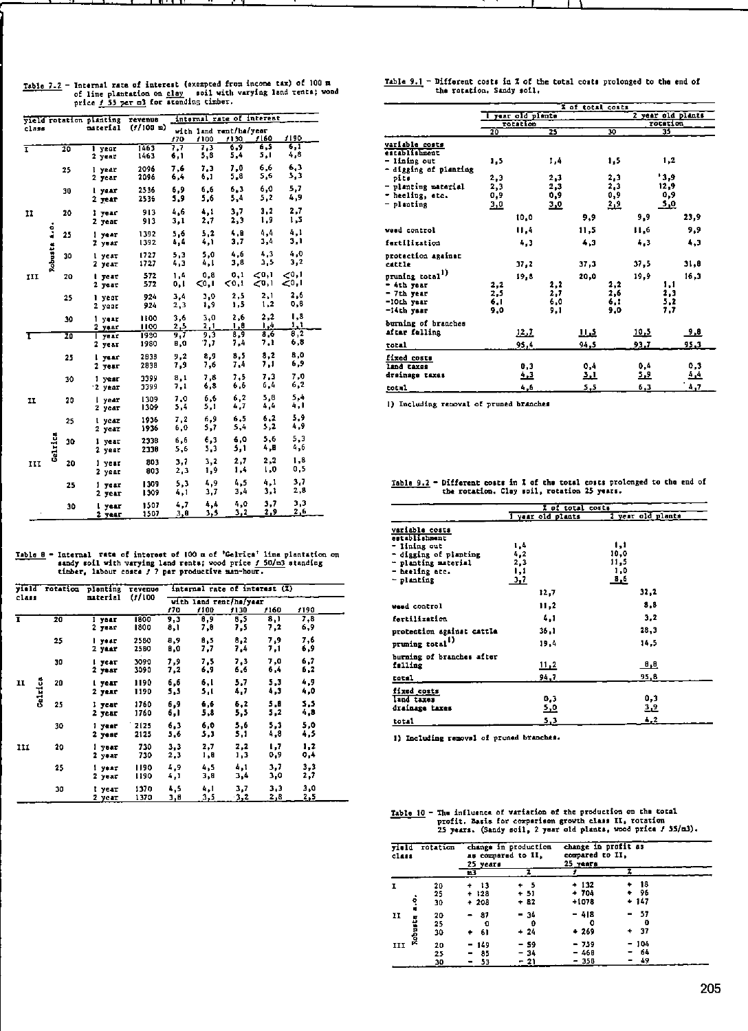Table 7.2 - Internal rate of interest (exempted from income tax) of 100 m of line plantation on clay soil with varying land rents; wood price ƒ 55 per m3 for standing timber.

| yield class | | rotation | planting material | revenue (ƒ/100 m) | internal rate of interest with land rent/ha/year ƒ70 | ƒ100 | ƒ130 | ƒ160 | ƒ190 |
|---|---|---|---|---|---|---|---|---|---|
| I | | 20 | 1 year | 1463 | 7,7 | 7,3 | 6,9 | 6,5 | 6,1 |
| | | | 2 year | 1463 | 6,1 | 5,8 | 5,4 | 5,1 | 4,8 |
| | | 25 | 1 year | 2096 | 7,6 | 7,3 | 7,0 | 6,6 | 6,3 |
| | | | 2 year | 2096 | 6,4 | 6,1 | 5,8 | 5,6 | 5,3 |
| | | 30 | 1 year | 2536 | 6,9 | 6,6 | 6,3 | 6,0 | 5,7 |
| | | | 2 year | 2536 | 5,9 | 5,6 | 5,4 | 5,2 | 4,9 |
| II | Robusta s.o. | 20 | 1 year | 913 | 4,6 | 4,1 | 3,7 | 3,2 | 2,7 |
| | | | 2 year | 913 | 3,1 | 2,7 | 2,3 | 1,9 | 1,5 |
| | | 25 | 1 year | 1392 | 5,6 | 5,2 | 4,8 | 4,4 | 4,1 |
| | | | 2 year | 1392 | 4,4 | 4,1 | 3,7 | 3,4 | 3,1 |
| | | 30 | 1 year | 1727 | 5,3 | 5,0 | 4,6 | 4,3 | 4,0 |
| | | | 2 year | 1727 | 4,3 | 4,1 | 3,8 | 3,5 | 3,2 |
| III | | 20 | 1 year | 572 | 1,4 | 0,8 | 0,1 | <0,1 | <0,1 |
| | | | 2 year | 572 | 0,1 | <0,1 | <0,1 | <0,1 | <0,1 |
| | | 25 | 1 year | 924 | 3,4 | 3,0 | 2,5 | 2,1 | 2,6 |
| | | | 2 year | 924 | 2,3 | 1,9 | 1,5 | 1,2 | 0,8 |
| | | 30 | 1 year | 1100 | 3,6 | 3,0 | 2,6 | 2,2 | 1,8 |
| | | | 2 year | 1100 | 2,5 | 2,1 | 1,8 | 1,4 | 1,1 |
| I | | 20 | 1 year | 1980 | 9,7 | 9,3 | 8,9 | 8,6 | 8,2 |
| | | | 2 year | 1980 | 8,0 | 7,7 | 7,4 | 7,1 | 6,8 |
| | | 25 | 1 year | 2838 | 9,2 | 8,9 | 8,5 | 8,2 | 8,0 |
| | | | 2 year | 2838 | 7,9 | 7,6 | 7,4 | 7,1 | 6,9 |
| | | 30 | 1 year | 3399 | 8,1 | 7,8 | 7,5 | 7,3 | 7,0 |
| | | | 2 year | 3399 | 7,1 | 6,8 | 6,6 | 6,4 | 6,2 |
| II | Gelrica | 20 | 1 year | 1309 | 7,0 | 6,6 | 6,2 | 5,8 | 5,4 |
| | | | 2 year | 1309 | 5,4 | 5,1 | 4,7 | 4,4 | 4,1 |
| | | 25 | 1 year | 1936 | 7,2 | 6,9 | 6,5 | 6,2 | 5,9 |
| | | | 2 year | 1936 | 6,0 | 5,7 | 5,4 | 5,2 | 4,9 |
| | | 30 | 1 year | 2338 | 6,6 | 6,3 | 6,0 | 5,6 | 5,3 |
| | | | 2 year | 2338 | 5,6 | 5,3 | 5,1 | 4,8 | 4,6 |
| III | | 20 | 1 year | 803 | 3,7 | 3,2 | 2,7 | 2,2 | 1,8 |
| | | | 2 year | 803 | 2,3 | 1,9 | 1,4 | 1,0 | 0,5 |
| | | 25 | 1 year | 1309 | 5,3 | 4,9 | 4,5 | 4,1 | 3,7 |
| | | | 2 year | 1309 | 4,1 | 3,7 | 3,4 | 3,1 | 2,8 |
| | | 30 | 1 year | 1507 | 4,7 | 4,4 | 4,0 | 3,7 | 3,3 |
| | | | 2 year | 1507 | 3,8 | 3,5 | 3,2 | 2,9 | 2,6 |

Table 8 - Internal rate of interest of 100 m of 'Gelrica' line plantation on sandy soil with varying land rents; wood price ƒ 50/m3 standing timber, labour costs ƒ 7 per productive man-hour.

| yield class | | rotation | planting material | revenue (ƒ/100 | internal rate of interest (%) with land rent/ha/year ƒ70 | ƒ100 | ƒ130 | ƒ160 | ƒ190 |
|---|---|---|---|---|---|---|---|---|---|
| I | | 20 | 1 year | 1800 | 9,3 | 8,9 | 8,5 | 8,1 | 7,8 |
| | | | 2 year | 1800 | 8,1 | 7,8 | 7,5 | 7,2 | 6,9 |
| | | 25 | 1 year | 2580 | 8,9 | 8,5 | 8,2 | 7,9 | 7,6 |
| | | | 2 year | 2580 | 8,0 | 7,7 | 7,4 | 7,1 | 6,9 |
| | | 30 | 1 year | 3090 | 7,9 | 7,5 | 7,3 | 7,0 | 6,7 |
| | | | 2 year | 3090 | 7,2 | 6,9 | 6,6 | 6,4 | 6,2 |
| II | Gelrica | 20 | 1 year | 1190 | 6,6 | 6,1 | 5,7 | 5,3 | 4,9 |
| | | | 2 year | 1190 | 5,5 | 5,1 | 4,7 | 4,3 | 4,0 |
| | | 25 | 1 year | 1760 | 6,9 | 6,6 | 6,2 | 5,8 | 5,5 |
| | | | 2 year | 1760 | 6,1 | 5,8 | 5,5 | 5,2 | 4,8 |
| | | 30 | 1 year | 2125 | 6,3 | 6,0 | 5,6 | 5,3 | 5,0 |
| | | | 2 year | 2125 | 5,6 | 5,3 | 5,1 | 4,8 | 4,5 |
| III | | 20 | 1 year | 730 | 3,3 | 2,7 | 2,2 | 1,7 | 1,2 |
| | | | 2 year | 730 | 2,3 | 1,8 | 1,3 | 0,9 | 0,4 |
| | | 25 | 1 year | 1190 | 4,9 | 4,5 | 4,1 | 3,7 | 3,3 |
| | | | 2 year | 1190 | 4,1 | 3,8 | 3,4 | 3,0 | 2,7 |
| | | 30 | 1 year | 1370 | 4,5 | 4,1 | 3,7 | 3,3 | 3,0 |
| | | | 2 year | 1370 | 3,8 | 3,5 | 3,2 | 2,8 | 2,5 |

Table 9.1 - Different costs in % of the total costs prolonged to the end of the rotation. Sandy soil.

| | % of total costs: 1 year old plants, rotation 20 | | 25 | | 30 | | 2 year old plants, rotation 35 | |
|---|---|---|---|---|---|---|---|---|
| **variable costs** | | | | | | | | |
| establishment | | | | | | | | |
| - lining out | 1,5 | | 1,4 | | 1,5 | | 1,2 | |
| - digging of planting pits | 2,3 | | 2,3 | | 2,3 | | 3,9 | |
| - planting material | 2,3 | | 2,3 | | 2,3 | | 12,9 | |
| - heeling, etc. | 0,9 | | 0,9 | | 0,9 | | 0,9 | |
| - planting | 3,0 | | 3,0 | | 2,9 | | 5,0 | |
| | | 10,0 | | 9,9 | | 9,9 | | 23,9 |
| weed control | | 11,4 | | 11,5 | | 11,6 | | 9,9 |
| fertilization | | 4,3 | | 4,3 | | 4,3 | | 4,3 |
| protection against cattle | | 37,2 | | 37,3 | | 37,5 | | 31,8 |
| pruning total[1] | | 19,8 | | 20,0 | | 19,9 | | 16,3 |
| - 4th year | 2,2 | | 2,2 | | 2,2 | | 1,1 | |
| - 7th year | 2,5 | | 2,7 | | 2,6 | | 2,3 | |
| -10th year | 6,1 | | 6,0 | | 6,1 | | 5,2 | |
| -14th year | 9,0 | | 9,1 | | 9,0 | | 7,7 | |
| burning of branches after felling | | 12,7 | | 11,5 | | 10,5 | | 9,8 |
| total | | 95,4 | | 94,5 | | 93,7 | | 95,3 |
| **fixed costs** | | | | | | | | |
| land taxes | | 0,3 | | 0,4 | | 0,4 | | 0,3 |
| drainage taxes | | 4,3 | | 5,1 | | 5,9 | | 4,4 |
| total | | 4,6 | | 5,5 | | 6,3 | | 4,7 |

1) Including removal of pruned branches

Table 9.2 - Different costs in % of the total costs prolonged to the end of the rotation. Clay soil, rotation 25 years.

| | % of total costs: 1 year old plants | | 2 year old plants | |
|---|---|---|---|---|
| **variable costs** | | | | |
| establishment | | | | |
| - lining out | 1,4 | | 1,1 | |
| - digging of planting | 4,2 | | 10,0 | |
| - planting material | 2,3 | | 11,5 | |
| - heeling etc. | 1,1 | | 1,0 | |
| - planting | 3,7 | | 8,6 | |
| | | 12,7 | | 32,2 |
| weed control | | 11,2 | | 8,8 |
| fertilization | | 4,1 | | 3,2 |
| protection against cattle | | 36,1 | | 28,3 |
| pruning total[1] | | 19,4 | | 14,5 |
| burning of branches after felling | | 11,2 | | 8,8 |
| total | | 94,7 | | 95,8 |
| **fixed costs** | | | | |
| land taxes | | 0,3 | | 0,3 |
| drainage taxes | | 5,0 | | 3,9 |
| total | | 5,3 | | 4,2 |

1) Including removal of pruned branches.

Table 10 - The influence of variation of the production on the total profit. Basis for comparison growth class II, rotation 25 years. (Sandy soil, 2 year old plants, wood price ƒ 55/m3).

| yield class | | rotation | change in production as compared to II, 25 years m3 | % | change in profit as compared to II, 25 years ƒ | % |
|---|---|---|---|---|---|---|
| I | | 20 | + 13 | + 5 | + 132 | + 18 |
| | | 25 | + 128 | + 51 | + 704 | + 96 |
| | | 30 | + 208 | + 82 | +1078 | + 147 |
| II | Robusta s.o. | 20 | - 87 | - 34 | - 418 | - 57 |
| | | 25 | 0 | 0 | 0 | 0 |
| | | 30 | + 61 | + 24 | + 269 | + 37 |
| III | | 20 | - 149 | - 59 | - 759 | - 104 |
| | | 25 | - 85 | - 34 | - 468 | - 64 |
| | | 30 | - 53 | - 21 | - 358 | - 49 |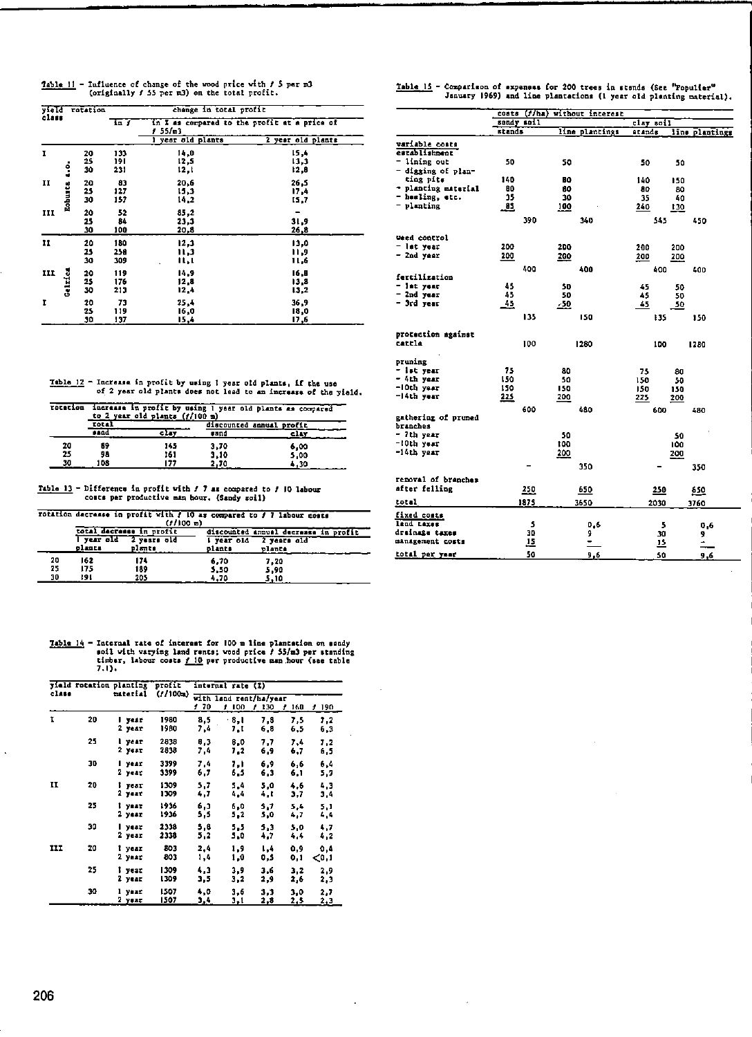Table 11 - Influence of change of the wood price with ƒ 5 per m3 (originally ƒ 55 per m3) on the total profit.

| yield class | | rotation | change in total profit | | |
|---|---|---|---|---|---|
| | | | in ƒ | in % as compared to the profit at a price of ƒ 55/m3 | |
| | | | | 1 year old plants | 2 year old plants |
| I | Robusta s.o. | 20 | 133 | 14,0 | 15,4 |
| | | 25 | 191 | 12,5 | 13,3 |
| | | 30 | 231 | 12,1 | 12,8 |
| II | | 20 | 83 | 20,6 | 26,5 |
| | | 25 | 127 | 15,3 | 17,4 |
| | | 30 | 157 | 14,2 | 15,7 |
| III | | 20 | 52 | 85,2 | - |
| | | 25 | 84 | 23,3 | 31,9 |
| | | 30 | 100 | 20,8 | 26,8 |
| II | Gelrica | 20 | 180 | 12,3 | 13,0 |
| | | 25 | 258 | 11,3 | 11,9 |
| | | 30 | 309 | 11,1 | 11,6 |
| III | | 20 | 119 | 14,9 | 16,8 |
| | | 25 | 176 | 12,8 | 13,8 |
| | | 30 | 213 | 12,4 | 13,2 |
| I | | 20 | 73 | 25,4 | 36,9 |
| | | 25 | 119 | 16,0 | 18,0 |
| | | 30 | 137 | 15,4 | 17,6 |

Table 12 - Increase in profit by using 1 year old plants, if the use of 2 year old plants does not lead to an increase of the yield.

| rotation | increase in profit by using 1 year old plants as compared to 2 year old plants (ƒ/100 m) | | | |
|---|---|---|---|---|
| | total | | discounted annual profit | |
| | sand | clay | sand | clay |
| 20 | 89 | 145 | 3,70 | 6,00 |
| 25 | 98 | 161 | 3,10 | 5,00 |
| 30 | 108 | 177 | 2,70 | 4,30 |

Table 13 - Difference in profit with ƒ 7 as compared to ƒ 10 labour costs per productive man hour. (Sandy soil)

| rotation | decrease in profit with ƒ 10 as compared to ƒ 7 labour costs (ƒ/100 m) | | | |
|---|---|---|---|---|
| | total decrease in profit | | discounted annual decrease in profit | |
| | 1 year old plants | 2 years old plants | 1 year old plants | 2 years old plants |
| 20 | 162 | 174 | 6,70 | 7,20 |
| 25 | 175 | 189 | 5,50 | 5,90 |
| 30 | 191 | 205 | 4,70 | 5,10 |

Table 14 - Internal rate of interest for 100 m line plantation on sandy soil with varying land rents; wood price ƒ 55/m3 per standing timber, labour costs ƒ 10 per productive man hour (see table 7.1).

| yield class | rotation | planting material | profit (ƒ/100m) | internal rate (%) with land rent/ha/year | | | | |
|---|---|---|---|---|---|---|---|---|
| | | | | ƒ 70 | ƒ 100 | ƒ 130 | ƒ 160 | ƒ 190 |
| I | 20 | 1 year | 1980 | 8,5 | 8,1 | 7,8 | 7,5 | 7,2 |
| | | 2 year | 1980 | 7,4 | 7,1 | 6,8 | 6,5 | 6,3 |
| | 25 | 1 year | 2838 | 8,3 | 8,0 | 7,7 | 7,4 | 7,2 |
| | | 2 year | 2838 | 7,4 | 7,2 | 6,9 | 6,7 | 6,5 |
| | 30 | 1 year | 3399 | 7,4 | 7,1 | 6,9 | 6,6 | 6,4 |
| | | 2 year | 3399 | 6,7 | 6,5 | 6,3 | 6,1 | 5,9 |
| II | 20 | 1 year | 1309 | 5,7 | 5,4 | 5,0 | 4,6 | 4,3 |
| | | 2 year | 1309 | 4,7 | 4,4 | 4,1 | 3,7 | 3,4 |
| | 25 | 1 year | 1936 | 6,3 | 6,0 | 5,7 | 5,4 | 5,1 |
| | | 2 year | 1936 | 5,5 | 5,2 | 5,0 | 4,7 | 4,4 |
| | 30 | 1 year | 2338 | 5,8 | 5,5 | 5,3 | 5,0 | 4,7 |
| | | 2 year | 2338 | 5,2 | 5,0 | 4,7 | 4,4 | 4,2 |
| III | 20 | 1 year | 803 | 2,4 | 1,9 | 1,4 | 0,9 | 0,4 |
| | | 2 year | 803 | 1,4 | 1,0 | 0,5 | 0,1 | <0,1 |
| | 25 | 1 year | 1309 | 4,3 | 3,9 | 3,6 | 3,2 | 2,9 |
| | | 2 year | 1309 | 3,5 | 3,2 | 2,9 | 2,6 | 2,3 |
| | 30 | 1 year | 1507 | 4,0 | 3,6 | 3,3 | 3,0 | 2,7 |
| | | 2 year | 1507 | 3,4 | 3,1 | 2,8 | 2,5 | 2,3 |

Table 15 - Comparison of expenses for 200 trees in stands (See "Populier" January 1969) and line plantations (1 year old planting material).

| | costs (ƒ/ha) without interest | | | | | | | |
|---|---|---|---|---|---|---|---|---|
| | sandy soil | | | | clay soil | | | |
| | stands | | line plantings | | stands | | line plantings | |
| **variable costs** | | | | | | | | |
| establishment | | | | | | | | |
| - lining out | 50 | | 50 | | 50 | | 50 | |
| - digging of planting pits | 140 | | 80 | | 140 | | 150 | |
| - planting material | 80 | | 80 | | 80 | | 80 | |
| - heeling, etc. | 35 | | 30 | | 35 | | 40 | |
| - planting | 85 | | 100 | | 240 | | 130 | |
| | | 390 | | 340 | | 545 | | 450 |
| weed control | | | | | | | | |
| - 1st year | 200 | | 200 | | 200 | | 200 | |
| - 2nd year | 200 | | 200 | | 200 | | 200 | |
| | | 400 | | 400 | | 400 | | 400 |
| fertilization | | | | | | | | |
| - 1st year | 45 | | 50 | | 45 | | 50 | |
| - 2nd year | 45 | | 50 | | 45 | | 50 | |
| - 3rd year | 45 | | 50 | | 45 | | 50 | |
| | | 135 | | 150 | | 135 | | 150 |
| protection against cattle | | 100 | | 1280 | | 100 | | 1280 |
| pruning | | | | | | | | |
| - 1st year | 75 | | 80 | | 75 | | 80 | |
| - 4th year | 150 | | 50 | | 150 | | 50 | |
| -10th year | 150 | | 150 | | 150 | | 150 | |
| -14th year | 225 | | 200 | | 225 | | 200 | |
| | | 600 | | 480 | | 600 | | 480 |
| gathering of pruned branches | | | | | | | | |
| - 7th year | | | 50 | | | | 50 | |
| -10th year | | | 100 | | | | 100 | |
| -14th year | | | 200 | | | | 200 | |
| | | - | | 350 | | - | | 350 |
| removal of branches after felling | | 250 | | 650 | | 250 | | 650 |
| total | | 1875 | | 3650 | | 2030 | | 3760 |
| **fixed costs** | | | | | | | | |
| land taxes | | 5 | | 0,6 | | 5 | | 0,6 |
| drainage taxes | | 30 | | 9 | | 30 | | 9 |
| management costs | | 15 | | - | | 15 | | - |
| total per year | | 50 | | 9,6 | | 50 | | 9,6 |